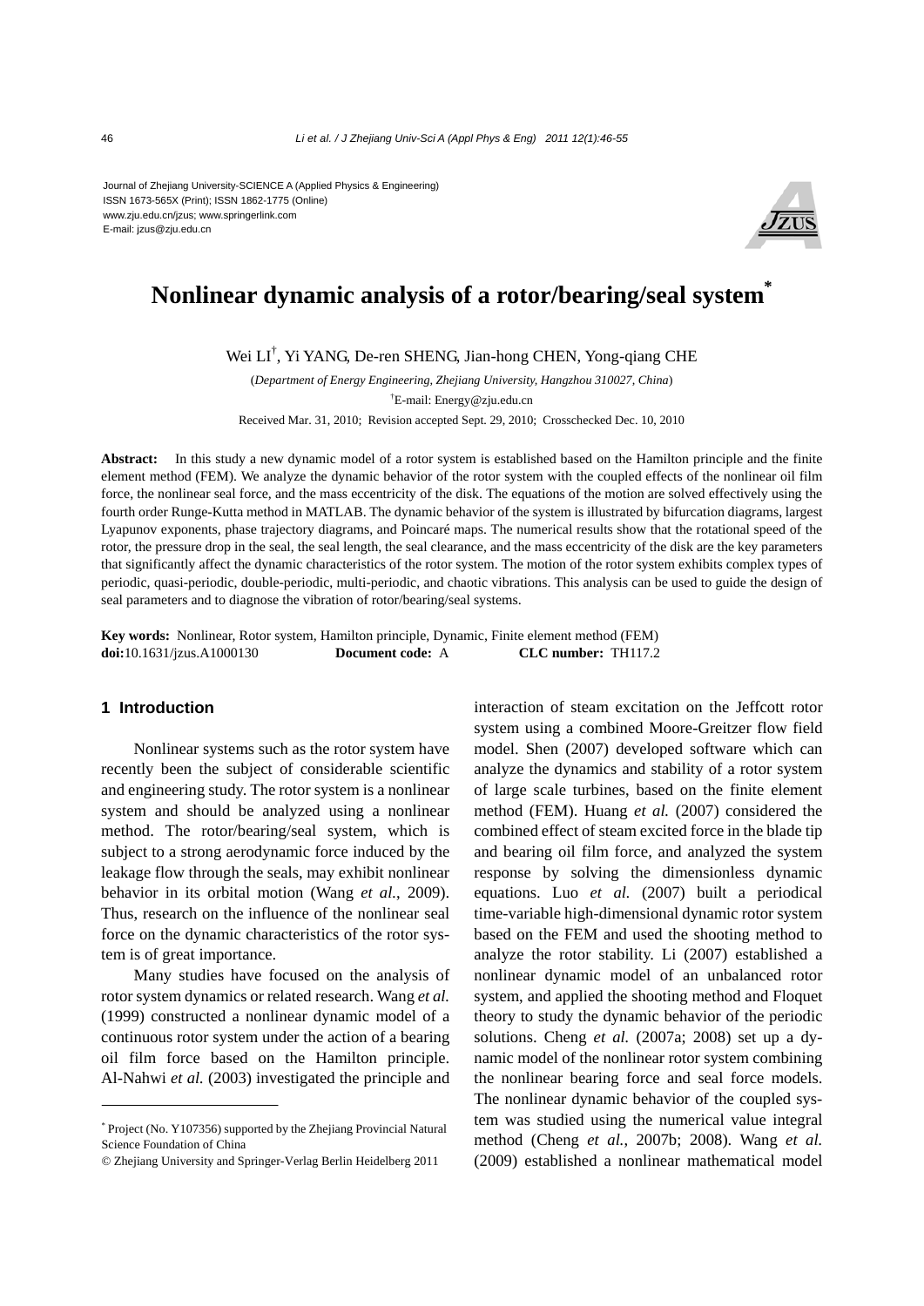Journal of Zhejiang University-SCIENCE A (Applied Physics & Engineering)
ISSN 1673-565X (Print); ISSN 1862-1775 (Online)
www.zju.edu.cn/jzus; www.springerlink.com
E-mail: jzus@zju.edu.cn

# Nonlinear dynamic analysis of a rotor/bearing/seal system*

Wei LI†, Yi YANG, De-ren SHENG, Jian-hong CHEN, Yong-qiang CHE

(*Department of Energy Engineering, Zhejiang University, Hangzhou 310027, China*)

†E-mail: Energy@zju.edu.cn

Received Mar. 31, 2010; Revision accepted Sept. 29, 2010; Crosschecked Dec. 10, 2010

**Abstract:** In this study a new dynamic model of a rotor system is established based on the Hamilton principle and the finite element method (FEM). We analyze the dynamic behavior of the rotor system with the coupled effects of the nonlinear oil film force, the nonlinear seal force, and the mass eccentricity of the disk. The equations of the motion are solved effectively using the fourth order Runge-Kutta method in MATLAB. The dynamic behavior of the system is illustrated by bifurcation diagrams, largest Lyapunov exponents, phase trajectory diagrams, and Poincaré maps. The numerical results show that the rotational speed of the rotor, the pressure drop in the seal, the seal length, the seal clearance, and the mass eccentricity of the disk are the key parameters that significantly affect the dynamic characteristics of the rotor system. The motion of the rotor system exhibits complex types of periodic, quasi-periodic, double-periodic, multi-periodic, and chaotic vibrations. This analysis can be used to guide the design of seal parameters and to diagnose the vibration of rotor/bearing/seal systems.

**Key words:** Nonlinear, Rotor system, Hamilton principle, Dynamic, Finite element method (FEM)
**doi:**10.1631/jzus.A1000130 **Document code:** A **CLC number:** TH117.2

## 1 Introduction

Nonlinear systems such as the rotor system have recently been the subject of considerable scientific and engineering study. The rotor system is a nonlinear system and should be analyzed using a nonlinear method. The rotor/bearing/seal system, which is subject to a strong aerodynamic force induced by the leakage flow through the seals, may exhibit nonlinear behavior in its orbital motion (Wang *et al.*, 2009). Thus, research on the influence of the nonlinear seal force on the dynamic characteristics of the rotor system is of great importance.

Many studies have focused on the analysis of rotor system dynamics or related research. Wang *et al.* (1999) constructed a nonlinear dynamic model of a continuous rotor system under the action of a bearing oil film force based on the Hamilton principle. Al-Nahwi *et al.* (2003) investigated the principle and interaction of steam excitation on the Jeffcott rotor system using a combined Moore-Greitzer flow field model. Shen (2007) developed software which can analyze the dynamics and stability of a rotor system of large scale turbines, based on the finite element method (FEM). Huang *et al.* (2007) considered the combined effect of steam excited force in the blade tip and bearing oil film force, and analyzed the system response by solving the dimensionless dynamic equations. Luo *et al.* (2007) built a periodical time-variable high-dimensional dynamic rotor system based on the FEM and used the shooting method to analyze the rotor stability. Li (2007) established a nonlinear dynamic model of an unbalanced rotor system, and applied the shooting method and Floquet theory to study the dynamic behavior of the periodic solutions. Cheng *et al.* (2007a; 2008) set up a dynamic model of the nonlinear rotor system combining the nonlinear bearing force and seal force models. The nonlinear dynamic behavior of the coupled system was studied using the numerical value integral method (Cheng *et al.*, 2007b; 2008). Wang *et al.* (2009) established a nonlinear mathematical model

---

* Project (No. Y107356) supported by the Zhejiang Provincial Natural Science Foundation of China

© Zhejiang University and Springer-Verlag Berlin Heidelberg 2011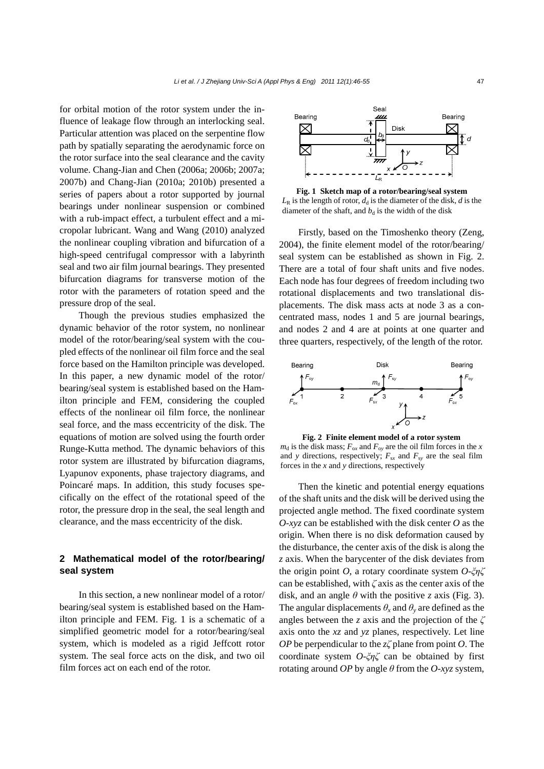for orbital motion of the rotor system under the influence of leakage flow through an interlocking seal. Particular attention was placed on the serpentine flow path by spatially separating the aerodynamic force on the rotor surface into the seal clearance and the cavity volume. Chang-Jian and Chen (2006a; 2006b; 2007a; 2007b) and Chang-Jian (2010a; 2010b) presented a series of papers about a rotor supported by journal bearings under nonlinear suspension or combined with a rub-impact effect, a turbulent effect and a micropolar lubricant. Wang and Wang (2010) analyzed the nonlinear coupling vibration and bifurcation of a high-speed centrifugal compressor with a labyrinth seal and two air film journal bearings. They presented bifurcation diagrams for transverse motion of the rotor with the parameters of rotation speed and the pressure drop of the seal.

Though the previous studies emphasized the dynamic behavior of the rotor system, no nonlinear model of the rotor/bearing/seal system with the coupled effects of the nonlinear oil film force and the seal force based on the Hamilton principle was developed. In this paper, a new dynamic model of the rotor/bearing/seal system is established based on the Hamilton principle and FEM, considering the coupled effects of the nonlinear oil film force, the nonlinear seal force, and the mass eccentricity of the disk. The equations of motion are solved using the fourth order Runge-Kutta method. The dynamic behaviors of this rotor system are illustrated by bifurcation diagrams, Lyapunov exponents, phase trajectory diagrams, and Poincaré maps. In addition, this study focuses specifically on the effect of the rotational speed of the rotor, the pressure drop in the seal, the seal length and clearance, and the mass eccentricity of the disk.

## 2 Mathematical model of the rotor/bearing/seal system

In this section, a new nonlinear model of a rotor/bearing/seal system is established based on the Hamilton principle and FEM. Fig. 1 is a schematic of a simplified geometric model for a rotor/bearing/seal system, which is modeled as a rigid Jeffcott rotor system. The seal force acts on the disk, and two oil film forces act on each end of the rotor.

Seal
Bearing
Bearing
Disk
$d_d$
$b_d$
$d$
$y$
$x$
$O$
$z$
$L_R$

**Fig. 1 Sketch map of a rotor/bearing/seal system**
$L_R$ is the length of rotor, $d_d$ is the diameter of the disk, $d$ is the diameter of the shaft, and $b_d$ is the width of the disk

Firstly, based on the Timoshenko theory (Zeng, 2004), the finite element model of the rotor/bearing/seal system can be established as shown in Fig. 2. There are a total of four shaft units and five nodes. Each node has four degrees of freedom including two rotational displacements and two translational displacements. The disk mass acts at node 3 as a concentrated mass, nodes 1 and 5 are journal bearings, and nodes 2 and 4 are at points at one quarter and three quarters, respectively, of the length of the rotor.

Bearing
Disk
Bearing
$F_{oy}$
$F_{sy}$
$F_{oy}$
$m_d$
$F_{ox}$
1
2
$F_{sx}$
3
4
$F_{ox}$
5
$y$
$z$
$x$
$O$

**Fig. 2 Finite element model of a rotor system**
$m_d$ is the disk mass; $F_{ox}$ and $F_{oy}$ are the oil film forces in the $x$ and $y$ directions, respectively; $F_{sx}$ and $F_{sy}$ are the seal film forces in the $x$ and $y$ directions, respectively

Then the kinetic and potential energy equations of the shaft units and the disk will be derived using the projected angle method. The fixed coordinate system $O$-$xyz$ can be established with the disk center $O$ as the origin. When there is no disk deformation caused by the disturbance, the center axis of the disk is along the $z$ axis. When the barycenter of the disk deviates from the origin point $O$, a rotary coordinate system $O$-$\xi\eta\zeta$ can be established, with $\zeta$ axis as the center axis of the disk, and an angle $\theta$ with the positive $z$ axis (Fig. 3). The angular displacements $\theta_x$ and $\theta_y$ are defined as the angles between the $z$ axis and the projection of the $\zeta$ axis onto the $xz$ and $yz$ planes, respectively. Let line $OP$ be perpendicular to the $z\zeta$ plane from point $O$. The coordinate system $O$-$\xi\eta\zeta$ can be obtained by first rotating around $OP$ by angle $\theta$ from the $O$-$xyz$ system,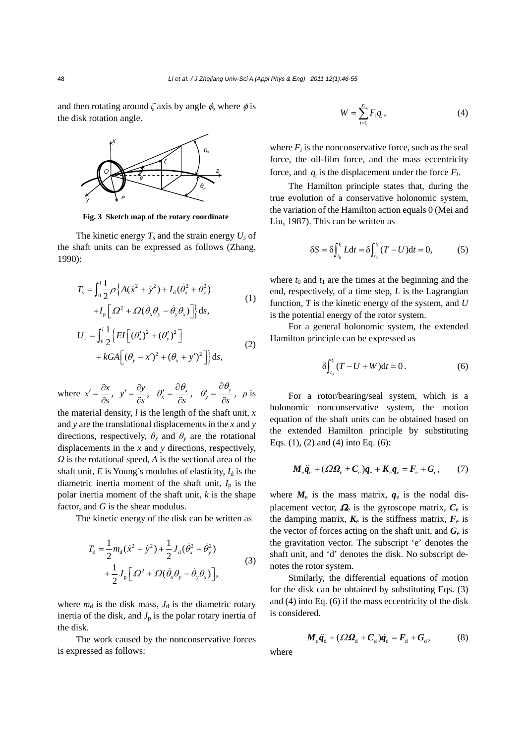and then rotating around $\zeta$ axis by angle $\phi$, where $\phi$ is the disk rotation angle.

**Fig. 3 Sketch map of the rotary coordinate**

The kinetic energy $T_s$ and the strain energy $U_s$ of the shaft units can be expressed as follows (Zhang, 1990):

$$T_s = \int_0^l \frac{1}{2}\rho\Big\{A(\dot{x}^2+\dot{y}^2)+I_d(\dot{\theta}_x^2+\dot{\theta}_y^2) +I_p\left[\Omega^2+\Omega(\dot{\theta}_x\theta_y-\dot{\theta}_y\theta_x)\right]\Big\}\mathrm{d}s, \tag{1}$$

$$U_s = \int_0^l \frac{1}{2}\Big\{EI\left[(\theta_x')^2+(\theta_y')^2\right] +kGA\left[(\theta_y-x')^2+(\theta_x+y')^2\right]\Big\}\mathrm{d}s, \tag{2}$$

where $x'=\dfrac{\partial x}{\partial s}$, $y'=\dfrac{\partial y}{\partial s}$, $\theta_x'=\dfrac{\partial \theta_x}{\partial s}$, $\theta_y'=\dfrac{\partial \theta_y}{\partial s}$, $\rho$ is the material density, $l$ is the length of the shaft unit, $x$ and $y$ are the translational displacements in the $x$ and $y$ directions, respectively, $\theta_x$ and $\theta_y$ are the rotational displacements in the $x$ and $y$ directions, respectively, $\Omega$ is the rotational speed, $A$ is the sectional area of the shaft unit, $E$ is Young's modulus of elasticity, $I_d$ is the diametric inertia moment of the shaft unit, $I_p$ is the polar inertia moment of the shaft unit, $k$ is the shape factor, and $G$ is the shear modulus.

The kinetic energy of the disk can be written as

$$T_d = \frac{1}{2}m_d(\dot{x}^2+\dot{y}^2)+\frac{1}{2}J_d(\dot{\theta}_x^2+\dot{\theta}_y^2) +\frac{1}{2}J_p\left[\Omega^2+\Omega(\dot{\theta}_x\theta_y-\dot{\theta}_y\theta_x)\right], \tag{3}$$

where $m_d$ is the disk mass, $J_d$ is the diametric rotary inertia of the disk, and $J_p$ is the polar rotary inertia of the disk.

The work caused by the nonconservative forces is expressed as follows:

$$W=\sum_{i=1}^{n}F_i q_i, \tag{4}$$

where $F_i$ is the nonconservative force, such as the seal force, the oil-film force, and the mass eccentricity force, and $q_i$ is the displacement under the force $F_i$.

The Hamilton principle states that, during the true evolution of a conservative holonomic system, the variation of the Hamilton action equals 0 (Mei and Liu, 1987). This can be written as

$$\delta S=\delta\int_{t_0}^{t_1}L\mathrm{d}t=\delta\int_{t_0}^{t_1}(T-U)\mathrm{d}t=0, \tag{5}$$

where $t_0$ and $t_1$ are the times at the beginning and the end, respectively, of a time step, $L$ is the Lagrangian function, $T$ is the kinetic energy of the system, and $U$ is the potential energy of the rotor system.

For a general holonomic system, the extended Hamilton principle can be expressed as

$$\delta\int_{t_0}^{t_1}(T-U+W)\mathrm{d}t=0. \tag{6}$$

For a rotor/bearing/seal system, which is a holonomic nonconservative system, the motion equation of the shaft units can be obtained based on the extended Hamilton principle by substituting Eqs. (1), (2) and (4) into Eq. (6):

$$\boldsymbol{M}_e\ddot{\boldsymbol{q}}_e+(\Omega\boldsymbol{\Omega}_e+\boldsymbol{C}_e)\dot{\boldsymbol{q}}_e+\boldsymbol{K}_e\boldsymbol{q}_e=\boldsymbol{F}_e+\boldsymbol{G}_e, \tag{7}$$

where $\boldsymbol{M}_e$ is the mass matrix, $\boldsymbol{q}_e$ is the nodal displacement vector, $\boldsymbol{\Omega}_e$ is the gyroscope matrix, $\boldsymbol{C}_e$ is the damping matrix, $\boldsymbol{K}_e$ is the stiffness matrix, $\boldsymbol{F}_e$ is the vector of forces acting on the shaft unit, and $\boldsymbol{G}_e$ is the gravitation vector. The subscript 'e' denotes the shaft unit, and 'd' denotes the disk. No subscript denotes the rotor system.

Similarly, the differential equations of motion for the disk can be obtained by substituting Eqs. (3) and (4) into Eq. (6) if the mass eccentricity of the disk is considered.

$$\boldsymbol{M}_d\ddot{\boldsymbol{q}}_d+(\Omega\boldsymbol{\Omega}_d+\boldsymbol{C}_d)\dot{\boldsymbol{q}}_d=\boldsymbol{F}_d+\boldsymbol{G}_d, \tag{8}$$

where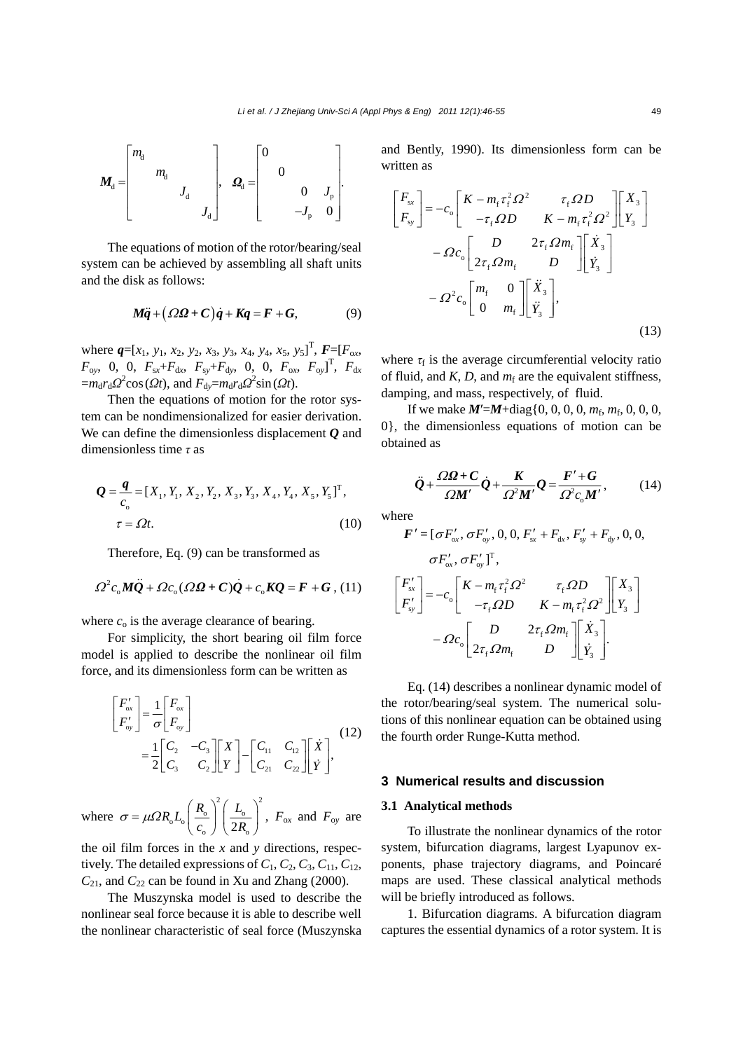$$
\boldsymbol{M}_{\mathrm{d}}=\begin{bmatrix} m_{\mathrm{d}} & & & \\ & m_{\mathrm{d}} & & \\ & & J_{\mathrm{d}} & \\ & & & J_{\mathrm{d}} \end{bmatrix}, \quad \boldsymbol{\Omega}_{\mathrm{d}}=\begin{bmatrix} 0 & & & \\ & 0 & & \\ & & 0 & J_{\mathrm{p}} \\ & & -J_{\mathrm{p}} & 0 \end{bmatrix}.
$$

The equations of motion of the rotor/bearing/seal system can be achieved by assembling all shaft units and the disk as follows:

$$
\boldsymbol{M}\ddot{\boldsymbol{q}}+\left(\Omega\boldsymbol{\Omega}+\boldsymbol{C}\right)\dot{\boldsymbol{q}}+\boldsymbol{K}\boldsymbol{q}=\boldsymbol{F}+\boldsymbol{G}, \tag{9}
$$

where $\boldsymbol{q}=[x_1, y_1, x_2, y_2, x_3, y_3, x_4, y_4, x_5, y_5]^{\mathrm{T}}$, $\boldsymbol{F}=[F_{\mathrm{o}x}, F_{\mathrm{o}y}, 0, 0, F_{\mathrm{s}x}+F_{\mathrm{d}x}, F_{\mathrm{s}y}+F_{\mathrm{d}y}, 0, 0, F_{\mathrm{o}x}, F_{\mathrm{o}y}]^{\mathrm{T}}$, $F_{\mathrm{d}x}=m_{\mathrm{d}}r_{\mathrm{d}}\Omega^2\cos(\Omega t)$, and $F_{\mathrm{d}y}=m_{\mathrm{d}}r_{\mathrm{d}}\Omega^2\sin(\Omega t)$.

Then the equations of motion for the rotor system can be nondimensionalized for easier derivation. We can define the dimensionless displacement $\boldsymbol{Q}$ and dimensionless time $\tau$ as

$$
\begin{aligned}
\boldsymbol{Q}&=\frac{\boldsymbol{q}}{c_{\mathrm{o}}}=[X_1, Y_1, X_2, Y_2, X_3, Y_3, X_4, Y_4, X_5, Y_5]^{\mathrm{T}},\\
\tau&=\Omega t.
\end{aligned} \tag{10}
$$

Therefore, Eq. (9) can be transformed as

$$
\Omega^2 c_{\mathrm{o}}\boldsymbol{M}\ddot{\boldsymbol{Q}}+\Omega c_{\mathrm{o}}(\Omega\boldsymbol{\Omega}+\boldsymbol{C})\dot{\boldsymbol{Q}}+c_{\mathrm{o}}\boldsymbol{K}\boldsymbol{Q}=\boldsymbol{F}+\boldsymbol{G}, \tag{11}
$$

where $c_{\mathrm{o}}$ is the average clearance of bearing.

For simplicity, the short bearing oil film force model is applied to describe the nonlinear oil film force, and its dimensionless form can be written as

$$
\begin{aligned}
\begin{bmatrix} F'_{\mathrm{o}x} \\ F'_{\mathrm{o}y} \end{bmatrix}&=\frac{1}{\sigma}\begin{bmatrix} F_{\mathrm{o}x} \\ F_{\mathrm{o}y} \end{bmatrix}\\
&=\frac{1}{2}\begin{bmatrix} C_2 & -C_3 \\ C_3 & C_2 \end{bmatrix}\begin{bmatrix} X \\ Y \end{bmatrix}-\begin{bmatrix} C_{11} & C_{12} \\ C_{21} & C_{22} \end{bmatrix}\begin{bmatrix} \dot{X} \\ \dot{Y} \end{bmatrix},
\end{aligned} \tag{12}
$$

where $\sigma=\mu\Omega R_{\mathrm{o}}L_{\mathrm{o}}\left(\frac{R_{\mathrm{o}}}{c_{\mathrm{o}}}\right)^2\left(\frac{L_{\mathrm{o}}}{2R_{\mathrm{o}}}\right)^2$, $F_{\mathrm{o}x}$ and $F_{\mathrm{o}y}$ are the oil film forces in the $x$ and $y$ directions, respectively. The detailed expressions of $C_1$, $C_2$, $C_3$, $C_{11}$, $C_{12}$, $C_{21}$, and $C_{22}$ can be found in Xu and Zhang (2000).

The Muszynska model is used to describe the nonlinear seal force because it is able to describe well the nonlinear characteristic of seal force (Muszynska and Bently, 1990). Its dimensionless form can be written as

$$
\begin{aligned}
\begin{bmatrix} F_{\mathrm{s}x} \\ F_{\mathrm{s}y} \end{bmatrix}=&-c_{\mathrm{o}}\begin{bmatrix} K-m_{\mathrm{f}}\tau_{\mathrm{f}}^2\Omega^2 & \tau_{\mathrm{f}}\Omega D \\ -\tau_{\mathrm{f}}\Omega D & K-m_{\mathrm{f}}\tau_{\mathrm{f}}^2\Omega^2 \end{bmatrix}\begin{bmatrix} X_3 \\ Y_3 \end{bmatrix}\\
&-\Omega c_{\mathrm{o}}\begin{bmatrix} D & 2\tau_{\mathrm{f}}\Omega m_{\mathrm{f}} \\ 2\tau_{\mathrm{f}}\Omega m_{\mathrm{f}} & D \end{bmatrix}\begin{bmatrix} \dot{X}_3 \\ \dot{Y}_3 \end{bmatrix}\\
&-\Omega^2 c_{\mathrm{o}}\begin{bmatrix} m_{\mathrm{f}} & 0 \\ 0 & m_{\mathrm{f}} \end{bmatrix}\begin{bmatrix} \ddot{X}_3 \\ \ddot{Y}_3 \end{bmatrix},
\end{aligned} \tag{13}
$$

where $\tau_{\mathrm{f}}$ is the average circumferential velocity ratio of fluid, and $K$, $D$, and $m_{\mathrm{f}}$ are the equivalent stiffness, damping, and mass, respectively, of fluid.

If we make $\boldsymbol{M}'=\boldsymbol{M}+\mathrm{diag}\{0, 0, 0, 0, m_{\mathrm{f}}, m_{\mathrm{f}}, 0, 0, 0, 0\}$, the dimensionless equations of motion can be obtained as

$$
\ddot{\boldsymbol{Q}}+\frac{\Omega\boldsymbol{\Omega}+\boldsymbol{C}}{\Omega\boldsymbol{M}'}\dot{\boldsymbol{Q}}+\frac{\boldsymbol{K}}{\Omega^2\boldsymbol{M}'}\boldsymbol{Q}=\frac{\boldsymbol{F}'+\boldsymbol{G}}{\Omega^2 c_{\mathrm{o}}\boldsymbol{M}'}, \tag{14}
$$

where

$$
\begin{aligned}
\boldsymbol{F}'=&[\sigma F'_{\mathrm{o}x}, \sigma F'_{\mathrm{o}y}, 0, 0, F'_{\mathrm{s}x}+F_{\mathrm{d}x}, F'_{\mathrm{s}y}+F_{\mathrm{d}y}, 0, 0,\\
&\sigma F'_{\mathrm{o}x}, \sigma F'_{\mathrm{o}y}]^{\mathrm{T}},
\end{aligned}
$$

$$
\begin{aligned}
\begin{bmatrix} F'_{\mathrm{s}x} \\ F'_{\mathrm{s}y} \end{bmatrix}=&-c_{\mathrm{o}}\begin{bmatrix} K-m_{\mathrm{f}}\tau_{\mathrm{f}}^2\Omega^2 & \tau_{\mathrm{f}}\Omega D \\ -\tau_{\mathrm{f}}\Omega D & K-m_{\mathrm{f}}\tau_{\mathrm{f}}^2\Omega^2 \end{bmatrix}\begin{bmatrix} X_3 \\ Y_3 \end{bmatrix}\\
&-\Omega c_{\mathrm{o}}\begin{bmatrix} D & 2\tau_{\mathrm{f}}\Omega m_{\mathrm{f}} \\ 2\tau_{\mathrm{f}}\Omega m_{\mathrm{f}} & D \end{bmatrix}\begin{bmatrix} \dot{X}_3 \\ \dot{Y}_3 \end{bmatrix}.
\end{aligned}
$$

Eq. (14) describes a nonlinear dynamic model of the rotor/bearing/seal system. The numerical solutions of this nonlinear equation can be obtained using the fourth order Runge-Kutta method.

## 3 Numerical results and discussion

### 3.1 Analytical methods

To illustrate the nonlinear dynamics of the rotor system, bifurcation diagrams, largest Lyapunov exponents, phase trajectory diagrams, and Poincaré maps are used. These classical analytical methods will be briefly introduced as follows.

1. Bifurcation diagrams. A bifurcation diagram captures the essential dynamics of a rotor system. It is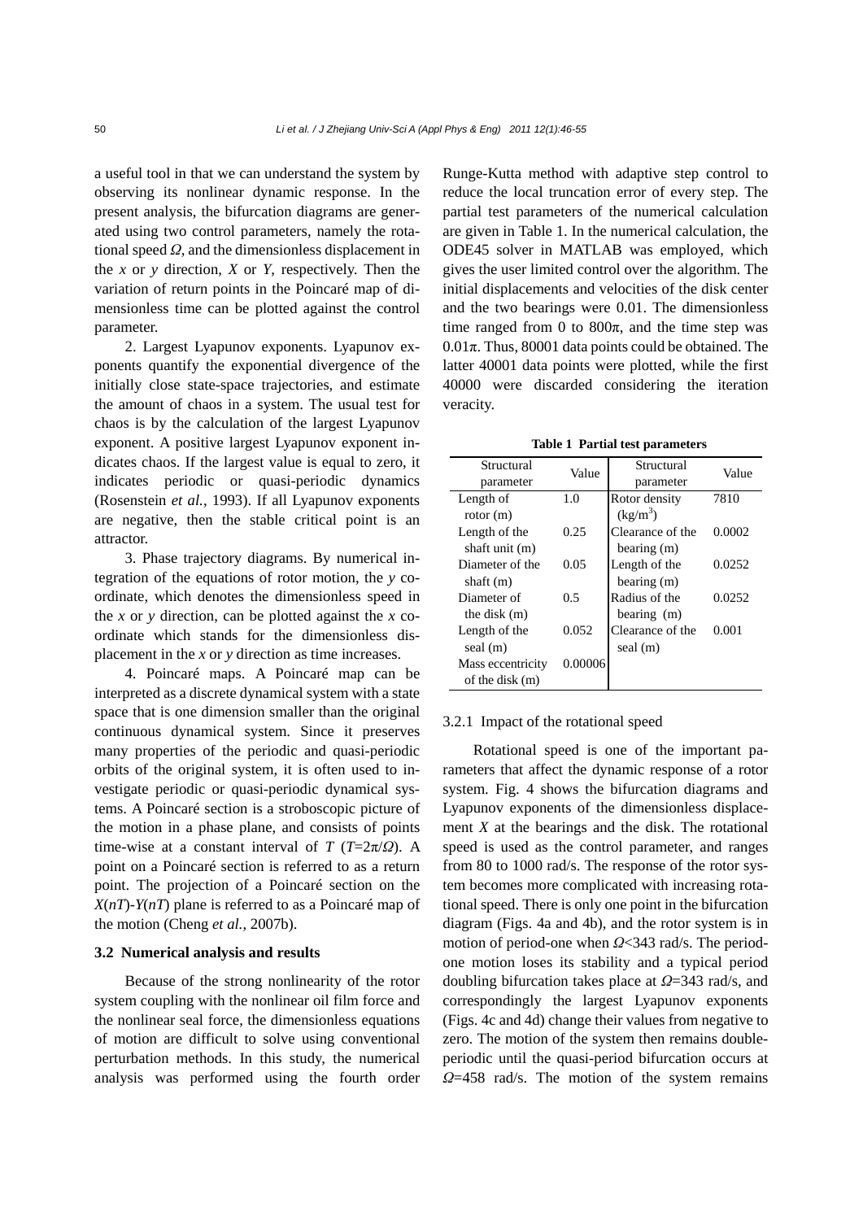a useful tool in that we can understand the system by observing its nonlinear dynamic response. In the present analysis, the bifurcation diagrams are generated using two control parameters, namely the rotational speed $\Omega$, and the dimensionless displacement in the $x$ or $y$ direction, $X$ or $Y$, respectively. Then the variation of return points in the Poincaré map of dimensionless time can be plotted against the control parameter.

2. Largest Lyapunov exponents. Lyapunov exponents quantify the exponential divergence of the initially close state-space trajectories, and estimate the amount of chaos in a system. The usual test for chaos is by the calculation of the largest Lyapunov exponent. A positive largest Lyapunov exponent indicates chaos. If the largest value is equal to zero, it indicates periodic or quasi-periodic dynamics (Rosenstein *et al.*, 1993). If all Lyapunov exponents are negative, then the stable critical point is an attractor.

3. Phase trajectory diagrams. By numerical integration of the equations of rotor motion, the $y$ coordinate, which denotes the dimensionless speed in the $x$ or $y$ direction, can be plotted against the $x$ coordinate which stands for the dimensionless displacement in the $x$ or $y$ direction as time increases.

4. Poincaré maps. A Poincaré map can be interpreted as a discrete dynamical system with a state space that is one dimension smaller than the original continuous dynamical system. Since it preserves many properties of the periodic and quasi-periodic orbits of the original system, it is often used to investigate periodic or quasi-periodic dynamical systems. A Poincaré section is a stroboscopic picture of the motion in a phase plane, and consists of points time-wise at a constant interval of $T$ ($T=2\pi/\Omega$). A point on a Poincaré section is referred to as a return point. The projection of a Poincaré section on the $X(nT)$-$Y(nT)$ plane is referred to as a Poincaré map of the motion (Cheng *et al.*, 2007b).

### 3.2 Numerical analysis and results

Because of the strong nonlinearity of the rotor system coupling with the nonlinear oil film force and the nonlinear seal force, the dimensionless equations of motion are difficult to solve using conventional perturbation methods. In this study, the numerical analysis was performed using the fourth order Runge-Kutta method with adaptive step control to reduce the local truncation error of every step. The partial test parameters of the numerical calculation are given in Table 1. In the numerical calculation, the ODE45 solver in MATLAB was employed, which gives the user limited control over the algorithm. The initial displacements and velocities of the disk center and the two bearings were 0.01. The dimensionless time ranged from 0 to $800\pi$, and the time step was $0.01\pi$. Thus, 80001 data points could be obtained. The latter 40001 data points were plotted, while the first 40000 were discarded considering the iteration veracity.

**Table 1 Partial test parameters**

| Structural parameter | Value | Structural parameter | Value |
|---|---|---|---|
| Length of rotor (m) | 1.0 | Rotor density (kg/m$^3$) | 7810 |
| Length of the shaft unit (m) | 0.25 | Clearance of the bearing (m) | 0.0002 |
| Diameter of the shaft (m) | 0.05 | Length of the bearing (m) | 0.0252 |
| Diameter of the disk (m) | 0.5 | Radius of the bearing (m) | 0.0252 |
| Length of the seal (m) | 0.052 | Clearance of the seal (m) | 0.001 |
| Mass eccentricity of the disk (m) | 0.00006 | | |

#### 3.2.1 Impact of the rotational speed

Rotational speed is one of the important parameters that affect the dynamic response of a rotor system. Fig. 4 shows the bifurcation diagrams and Lyapunov exponents of the dimensionless displacement $X$ at the bearings and the disk. The rotational speed is used as the control parameter, and ranges from 80 to 1000 rad/s. The response of the rotor system becomes more complicated with increasing rotational speed. There is only one point in the bifurcation diagram (Figs. 4a and 4b), and the rotor system is in motion of period-one when $\Omega$<343 rad/s. The period-one motion loses its stability and a typical period doubling bifurcation takes place at $\Omega$=343 rad/s, and correspondingly the largest Lyapunov exponents (Figs. 4c and 4d) change their values from negative to zero. The motion of the system then remains double-periodic until the quasi-period bifurcation occurs at $\Omega$=458 rad/s. The motion of the system remains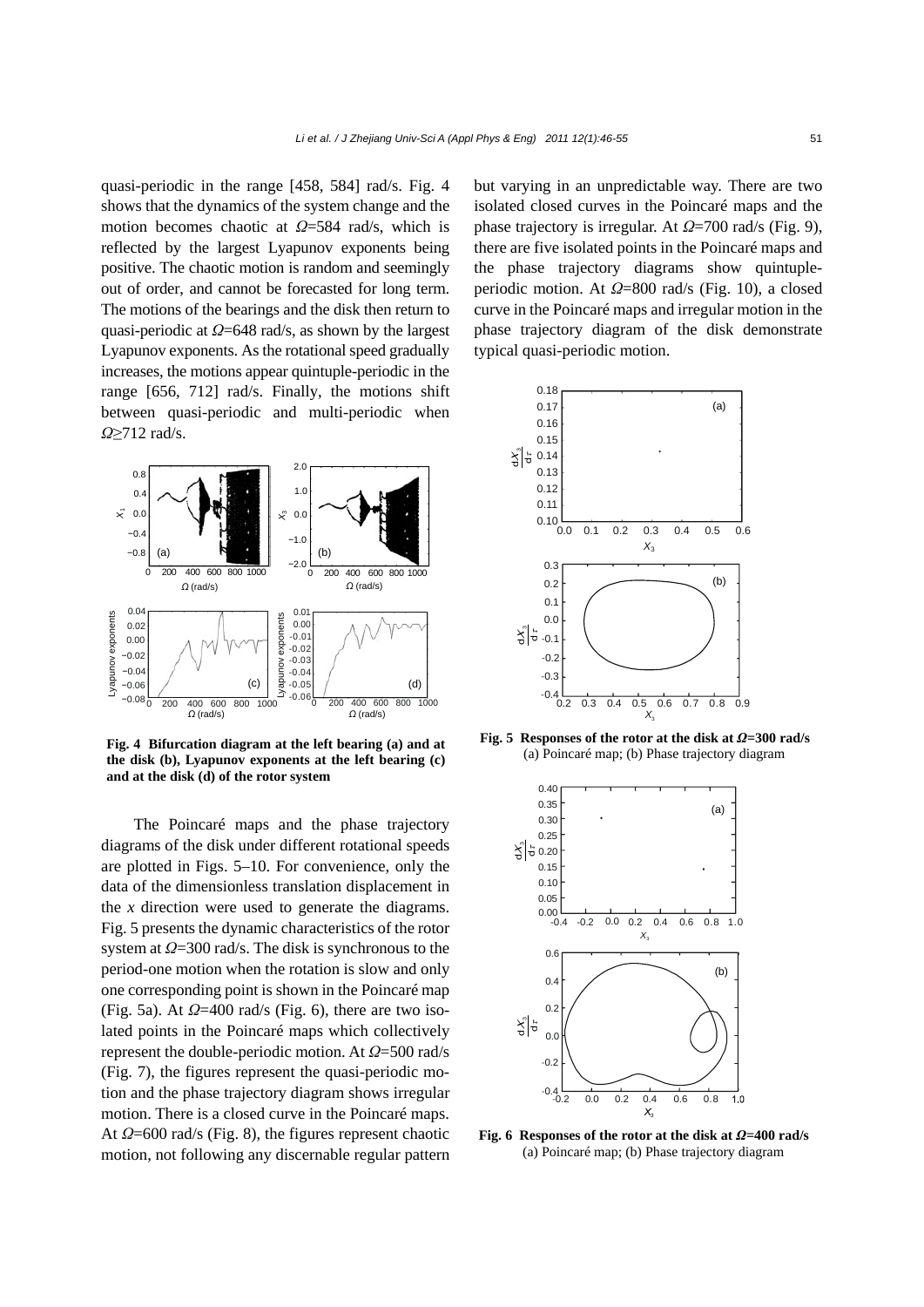quasi-periodic in the range [458, 584] rad/s. Fig. 4 shows that the dynamics of the system change and the motion becomes chaotic at $\Omega$=584 rad/s, which is reflected by the largest Lyapunov exponents being positive. The chaotic motion is random and seemingly out of order, and cannot be forecasted for long term. The motions of the bearings and the disk then return to quasi-periodic at $\Omega$=648 rad/s, as shown by the largest Lyapunov exponents. As the rotational speed gradually increases, the motions appear quintuple-periodic in the range [656, 712] rad/s. Finally, the motions shift between quasi-periodic and multi-periodic when $\Omega \geq 712$ rad/s.

**Fig. 4 Bifurcation diagram at the left bearing (a) and at the disk (b), Lyapunov exponents at the left bearing (c) and at the disk (d) of the rotor system**

The Poincaré maps and the phase trajectory diagrams of the disk under different rotational speeds are plotted in Figs. 5–10. For convenience, only the data of the dimensionless translation displacement in the *x* direction were used to generate the diagrams. Fig. 5 presents the dynamic characteristics of the rotor system at $\Omega$=300 rad/s. The disk is synchronous to the period-one motion when the rotation is slow and only one corresponding point is shown in the Poincaré map (Fig. 5a). At $\Omega$=400 rad/s (Fig. 6), there are two isolated points in the Poincaré maps which collectively represent the double-periodic motion. At $\Omega$=500 rad/s (Fig. 7), the figures represent the quasi-periodic motion and the phase trajectory diagram shows irregular motion. There is a closed curve in the Poincaré maps. At $\Omega$=600 rad/s (Fig. 8), the figures represent chaotic motion, not following any discernable regular pattern but varying in an unpredictable way. There are two isolated closed curves in the Poincaré maps and the phase trajectory is irregular. At $\Omega$=700 rad/s (Fig. 9), there are five isolated points in the Poincaré maps and the phase trajectory diagrams show quintuple-periodic motion. At $\Omega$=800 rad/s (Fig. 10), a closed curve in the Poincaré maps and irregular motion in the phase trajectory diagram of the disk demonstrate typical quasi-periodic motion.

**Fig. 5 Responses of the rotor at the disk at $\Omega$=300 rad/s**
(a) Poincaré map; (b) Phase trajectory diagram

**Fig. 6 Responses of the rotor at the disk at $\Omega$=400 rad/s**
(a) Poincaré map; (b) Phase trajectory diagram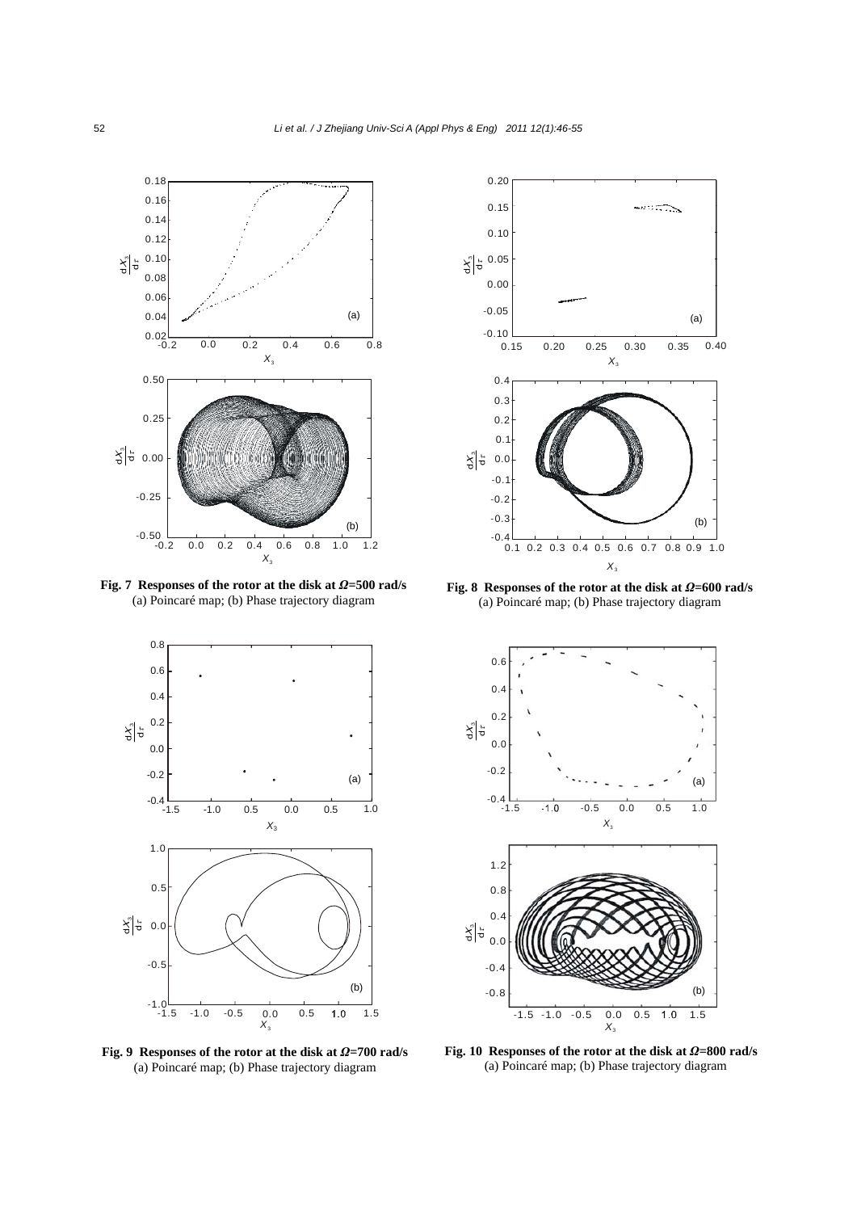**Fig. 7 Responses of the rotor at the disk at $\Omega$=500 rad/s**
(a) Poincaré map; (b) Phase trajectory diagram

**Fig. 8 Responses of the rotor at the disk at $\Omega$=600 rad/s**
(a) Poincaré map; (b) Phase trajectory diagram

**Fig. 9 Responses of the rotor at the disk at $\Omega$=700 rad/s**
(a) Poincaré map; (b) Phase trajectory diagram

**Fig. 10 Responses of the rotor at the disk at $\Omega$=800 rad/s**
(a) Poincaré map; (b) Phase trajectory diagram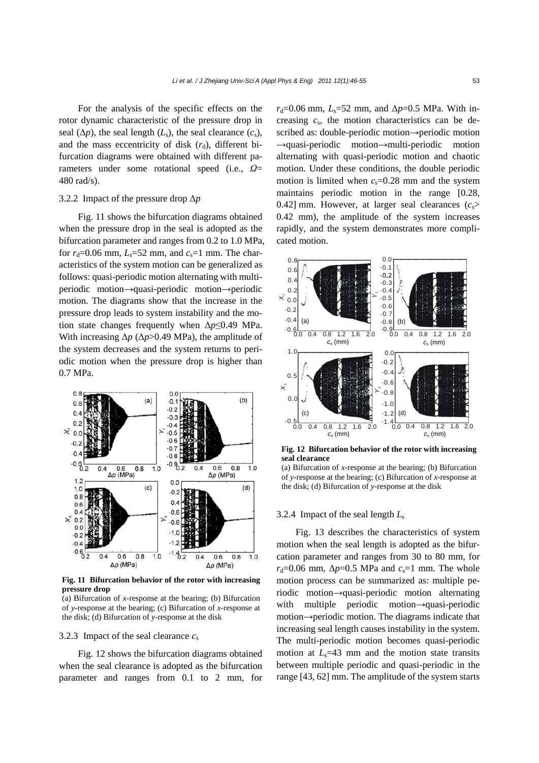For the analysis of the specific effects on the rotor dynamic characteristic of the pressure drop in seal ($\Delta p$), the seal length ($L_s$), the seal clearance ($c_s$), and the mass eccentricity of disk ($r_d$), different bifurcation diagrams were obtained with different parameters under some rotational speed (i.e., $\Omega$=480 rad/s).

### 3.2.2 Impact of the pressure drop $\Delta p$

Fig. 11 shows the bifurcation diagrams obtained when the pressure drop in the seal is adopted as the bifurcation parameter and ranges from 0.2 to 1.0 MPa, for $r_d$=0.06 mm, $L_s$=52 mm, and $c_s$=1 mm. The characteristics of the system motion can be generalized as follows: quasi-periodic motion alternating with multi-periodic motion→quasi-periodic motion→periodic motion. The diagrams show that the increase in the pressure drop leads to system instability and the motion state changes frequently when $\Delta p$≤0.49 MPa. With increasing $\Delta p$ ($\Delta p$>0.49 MPa), the amplitude of the system decreases and the system returns to periodic motion when the pressure drop is higher than 0.7 MPa.

**Fig. 11 Bifurcation behavior of the rotor with increasing pressure drop**

(a) Bifurcation of *x*-response at the bearing; (b) Bifurcation of *y*-response at the bearing; (c) Bifurcation of *x*-response at the disk; (d) Bifurcation of *y*-response at the disk

### 3.2.3 Impact of the seal clearance $c_s$

Fig. 12 shows the bifurcation diagrams obtained when the seal clearance is adopted as the bifurcation parameter and ranges from 0.1 to 2 mm, for $r_d$=0.06 mm, $L_s$=52 mm, and $\Delta p$=0.5 MPa. With increasing $c_s$, the motion characteristics can be described as: double-periodic motion→periodic motion →quasi-periodic motion→multi-periodic motion alternating with quasi-periodic motion and chaotic motion. Under these conditions, the double periodic motion is limited when $c_s$=0.28 mm and the system maintains periodic motion in the range [0.28, 0.42] mm. However, at larger seal clearances ($c_s$> 0.42 mm), the amplitude of the system increases rapidly, and the system demonstrates more complicated motion.

**Fig. 12 Bifurcation behavior of the rotor with increasing seal clearance**

(a) Bifurcation of *x*-response at the bearing; (b) Bifurcation of *y*-response at the bearing; (c) Bifurcation of *x*-response at the disk; (d) Bifurcation of *y*-response at the disk

### 3.2.4 Impact of the seal length $L_s$

Fig. 13 describes the characteristics of system motion when the seal length is adopted as the bifurcation parameter and ranges from 30 to 80 mm, for $r_d$=0.06 mm, $\Delta p$=0.5 MPa and $c_s$=1 mm. The whole motion process can be summarized as: multiple periodic motion→quasi-periodic motion alternating with multiple periodic motion→quasi-periodic motion→periodic motion. The diagrams indicate that increasing seal length causes instability in the system. The multi-periodic motion becomes quasi-periodic motion at $L_s$=43 mm and the motion state transits between multiple periodic and quasi-periodic in the range [43, 62] mm. The amplitude of the system starts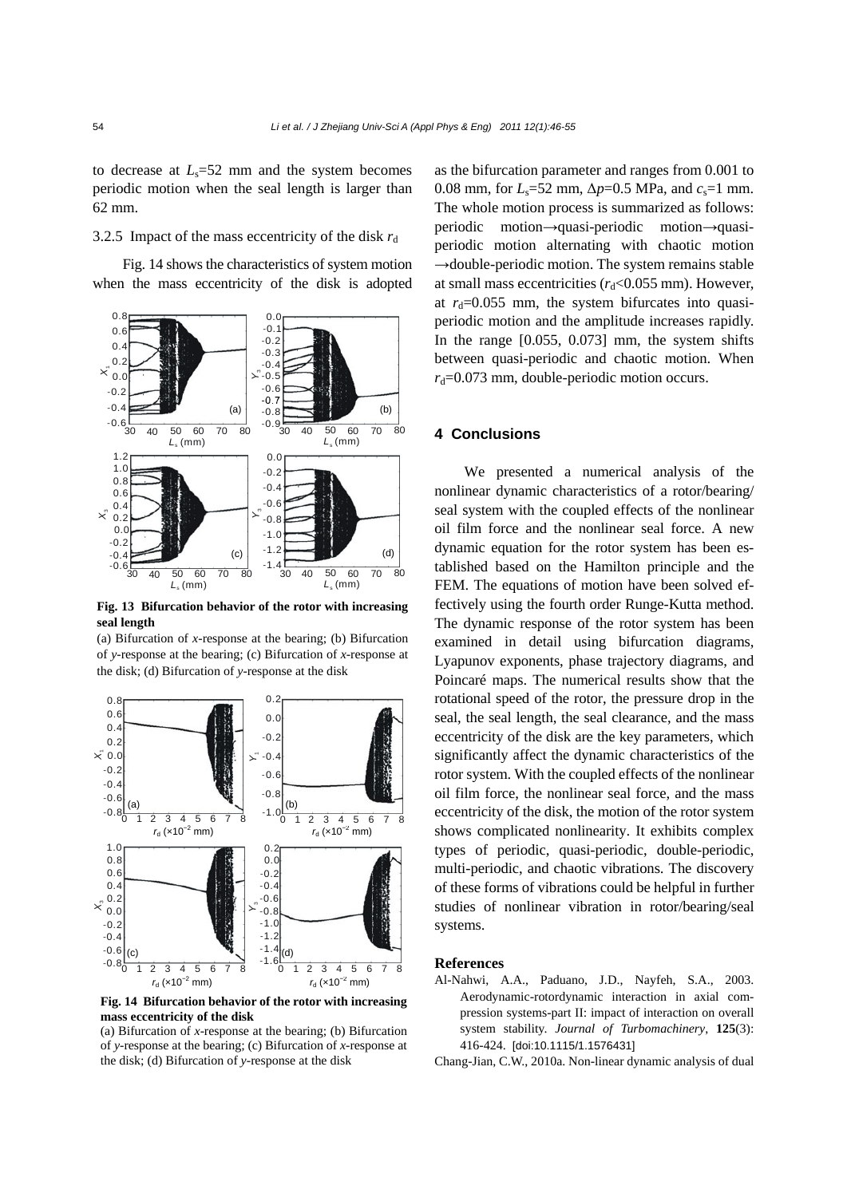to decrease at $L_s$=52 mm and the system becomes periodic motion when the seal length is larger than 62 mm.

### 3.2.5 Impact of the mass eccentricity of the disk $r_d$

Fig. 14 shows the characteristics of system motion when the mass eccentricity of the disk is adopted as the bifurcation parameter and ranges from 0.001 to 0.08 mm, for $L_s$=52 mm, $\Delta p$=0.5 MPa, and $c_s$=1 mm. The whole motion process is summarized as follows: periodic motion→quasi-periodic motion→quasi-periodic motion alternating with chaotic motion →double-periodic motion. The system remains stable at small mass eccentricities ($r_d$<0.055 mm). However, at $r_d$=0.055 mm, the system bifurcates into quasi-periodic motion and the amplitude increases rapidly. In the range [0.055, 0.073] mm, the system shifts between quasi-periodic and chaotic motion. When $r_d$=0.073 mm, double-periodic motion occurs.

**Fig. 13 Bifurcation behavior of the rotor with increasing seal length**

(a) Bifurcation of *x*-response at the bearing; (b) Bifurcation of *y*-response at the bearing; (c) Bifurcation of *x*-response at the disk; (d) Bifurcation of *y*-response at the disk

**Fig. 14 Bifurcation behavior of the rotor with increasing mass eccentricity of the disk**

(a) Bifurcation of *x*-response at the bearing; (b) Bifurcation of *y*-response at the bearing; (c) Bifurcation of *x*-response at the disk; (d) Bifurcation of *y*-response at the disk

## 4 Conclusions

We presented a numerical analysis of the nonlinear dynamic characteristics of a rotor/bearing/seal system with the coupled effects of the nonlinear oil film force and the nonlinear seal force. A new dynamic equation for the rotor system has been established based on the Hamilton principle and the FEM. The equations of motion have been solved effectively using the fourth order Runge-Kutta method. The dynamic response of the rotor system has been examined in detail using bifurcation diagrams, Lyapunov exponents, phase trajectory diagrams, and Poincaré maps. The numerical results show that the rotational speed of the rotor, the pressure drop in the seal, the seal length, the seal clearance, and the mass eccentricity of the disk are the key parameters, which significantly affect the dynamic characteristics of the rotor system. With the coupled effects of the nonlinear oil film force, the nonlinear seal force, and the mass eccentricity of the disk, the motion of the rotor system shows complicated nonlinearity. It exhibits complex types of periodic, quasi-periodic, double-periodic, multi-periodic, and chaotic vibrations. The discovery of these forms of vibrations could be helpful in further studies of nonlinear vibration in rotor/bearing/seal systems.

## References

Al-Nahwi, A.A., Paduano, J.D., Nayfeh, S.A., 2003. Aerodynamic-rotordynamic interaction in axial compression systems-part II: impact of interaction on overall system stability. *Journal of Turbomachinery*, **125**(3): 416-424. [doi:10.1115/1.1576431]

Chang-Jian, C.W., 2010a. Non-linear dynamic analysis of dual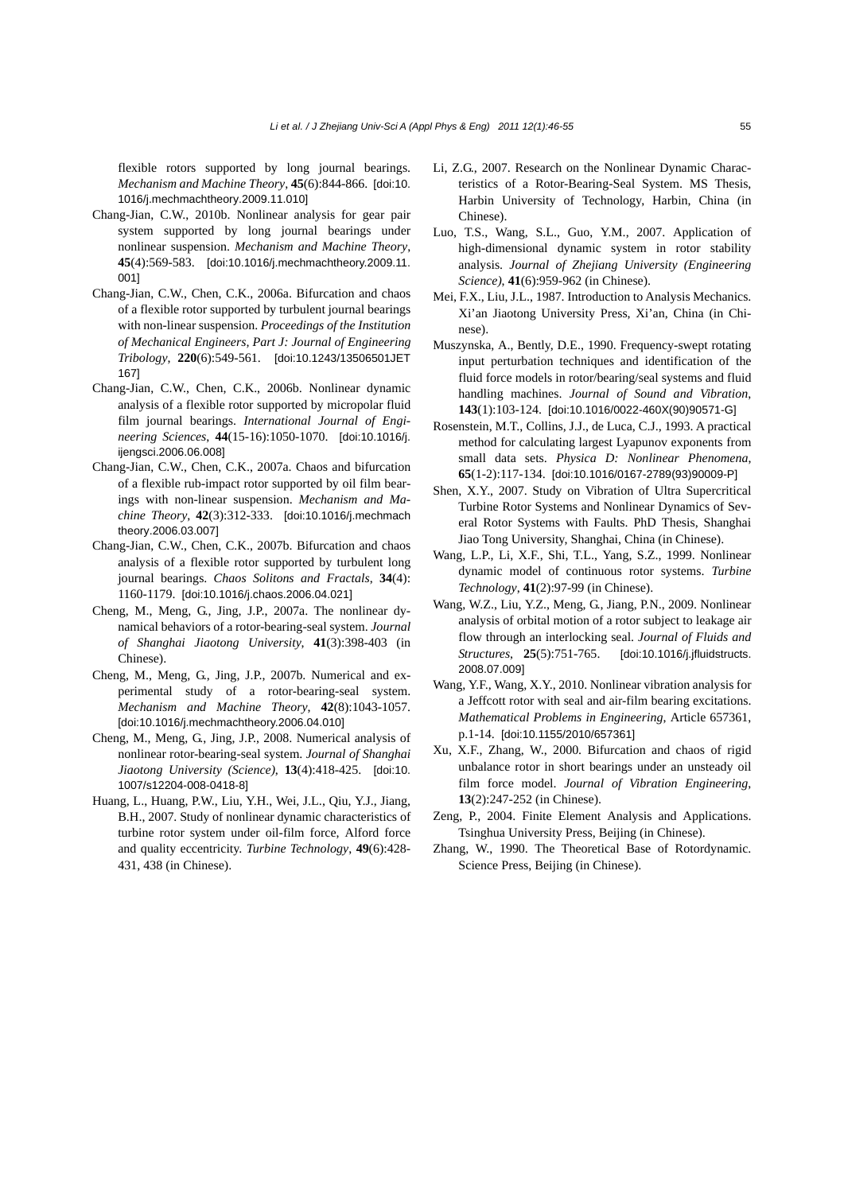flexible rotors supported by long journal bearings. *Mechanism and Machine Theory*, **45**(6):844-866. [doi:10.1016/j.mechmachtheory.2009.11.010]

Chang-Jian, C.W., 2010b. Nonlinear analysis for gear pair system supported by long journal bearings under nonlinear suspension. *Mechanism and Machine Theory*, **45**(4):569-583. [doi:10.1016/j.mechmachtheory.2009.11.001]

Chang-Jian, C.W., Chen, C.K., 2006a. Bifurcation and chaos of a flexible rotor supported by turbulent journal bearings with non-linear suspension. *Proceedings of the Institution of Mechanical Engineers, Part J: Journal of Engineering Tribology*, **220**(6):549-561. [doi:10.1243/13506501JET167]

Chang-Jian, C.W., Chen, C.K., 2006b. Nonlinear dynamic analysis of a flexible rotor supported by micropolar fluid film journal bearings. *International Journal of Engineering Sciences*, **44**(15-16):1050-1070. [doi:10.1016/j.ijengsci.2006.06.008]

Chang-Jian, C.W., Chen, C.K., 2007a. Chaos and bifurcation of a flexible rub-impact rotor supported by oil film bearings with non-linear suspension. *Mechanism and Machine Theory*, **42**(3):312-333. [doi:10.1016/j.mechmachtheory.2006.03.007]

Chang-Jian, C.W., Chen, C.K., 2007b. Bifurcation and chaos analysis of a flexible rotor supported by turbulent long journal bearings. *Chaos Solitons and Fractals*, **34**(4):1160-1179. [doi:10.1016/j.chaos.2006.04.021]

Cheng, M., Meng, G., Jing, J.P., 2007a. The nonlinear dynamical behaviors of a rotor-bearing-seal system. *Journal of Shanghai Jiaotong University*, **41**(3):398-403 (in Chinese).

Cheng, M., Meng, G., Jing, J.P., 2007b. Numerical and experimental study of a rotor-bearing-seal system. *Mechanism and Machine Theory*, **42**(8):1043-1057. [doi:10.1016/j.mechmachtheory.2006.04.010]

Cheng, M., Meng, G., Jing, J.P., 2008. Numerical analysis of nonlinear rotor-bearing-seal system. *Journal of Shanghai Jiaotong University (Science)*, **13**(4):418-425. [doi:10.1007/s12204-008-0418-8]

Huang, L., Huang, P.W., Liu, Y.H., Wei, J.L., Qiu, Y.J., Jiang, B.H., 2007. Study of nonlinear dynamic characteristics of turbine rotor system under oil-film force, Alford force and quality eccentricity. *Turbine Technology*, **49**(6):428-431, 438 (in Chinese).

Li, Z.G., 2007. Research on the Nonlinear Dynamic Characteristics of a Rotor-Bearing-Seal System. MS Thesis, Harbin University of Technology, Harbin, China (in Chinese).

Luo, T.S., Wang, S.L., Guo, Y.M., 2007. Application of high-dimensional dynamic system in rotor stability analysis. *Journal of Zhejiang University (Engineering Science)*, **41**(6):959-962 (in Chinese).

Mei, F.X., Liu, J.L., 1987. Introduction to Analysis Mechanics. Xi'an Jiaotong University Press, Xi'an, China (in Chinese).

Muszynska, A., Bently, D.E., 1990. Frequency-swept rotating input perturbation techniques and identification of the fluid force models in rotor/bearing/seal systems and fluid handling machines. *Journal of Sound and Vibration*, **143**(1):103-124. [doi:10.1016/0022-460X(90)90571-G]

Rosenstein, M.T., Collins, J.J., de Luca, C.J., 1993. A practical method for calculating largest Lyapunov exponents from small data sets. *Physica D: Nonlinear Phenomena*, **65**(1-2):117-134. [doi:10.1016/0167-2789(93)90009-P]

Shen, X.Y., 2007. Study on Vibration of Ultra Supercritical Turbine Rotor Systems and Nonlinear Dynamics of Several Rotor Systems with Faults. PhD Thesis, Shanghai Jiao Tong University, Shanghai, China (in Chinese).

Wang, L.P., Li, X.F., Shi, T.L., Yang, S.Z., 1999. Nonlinear dynamic model of continuous rotor systems. *Turbine Technology*, **41**(2):97-99 (in Chinese).

Wang, W.Z., Liu, Y.Z., Meng, G., Jiang, P.N., 2009. Nonlinear analysis of orbital motion of a rotor subject to leakage air flow through an interlocking seal. *Journal of Fluids and Structures*, **25**(5):751-765. [doi:10.1016/j.jfluidstructs.2008.07.009]

Wang, Y.F., Wang, X.Y., 2010. Nonlinear vibration analysis for a Jeffcott rotor with seal and air-film bearing excitations. *Mathematical Problems in Engineering*, Article 657361, p.1-14. [doi:10.1155/2010/657361]

Xu, X.F., Zhang, W., 2000. Bifurcation and chaos of rigid unbalance rotor in short bearings under an unsteady oil film force model. *Journal of Vibration Engineering*, **13**(2):247-252 (in Chinese).

Zeng, P., 2004. Finite Element Analysis and Applications. Tsinghua University Press, Beijing (in Chinese).

Zhang, W., 1990. The Theoretical Base of Rotordynamic. Science Press, Beijing (in Chinese).